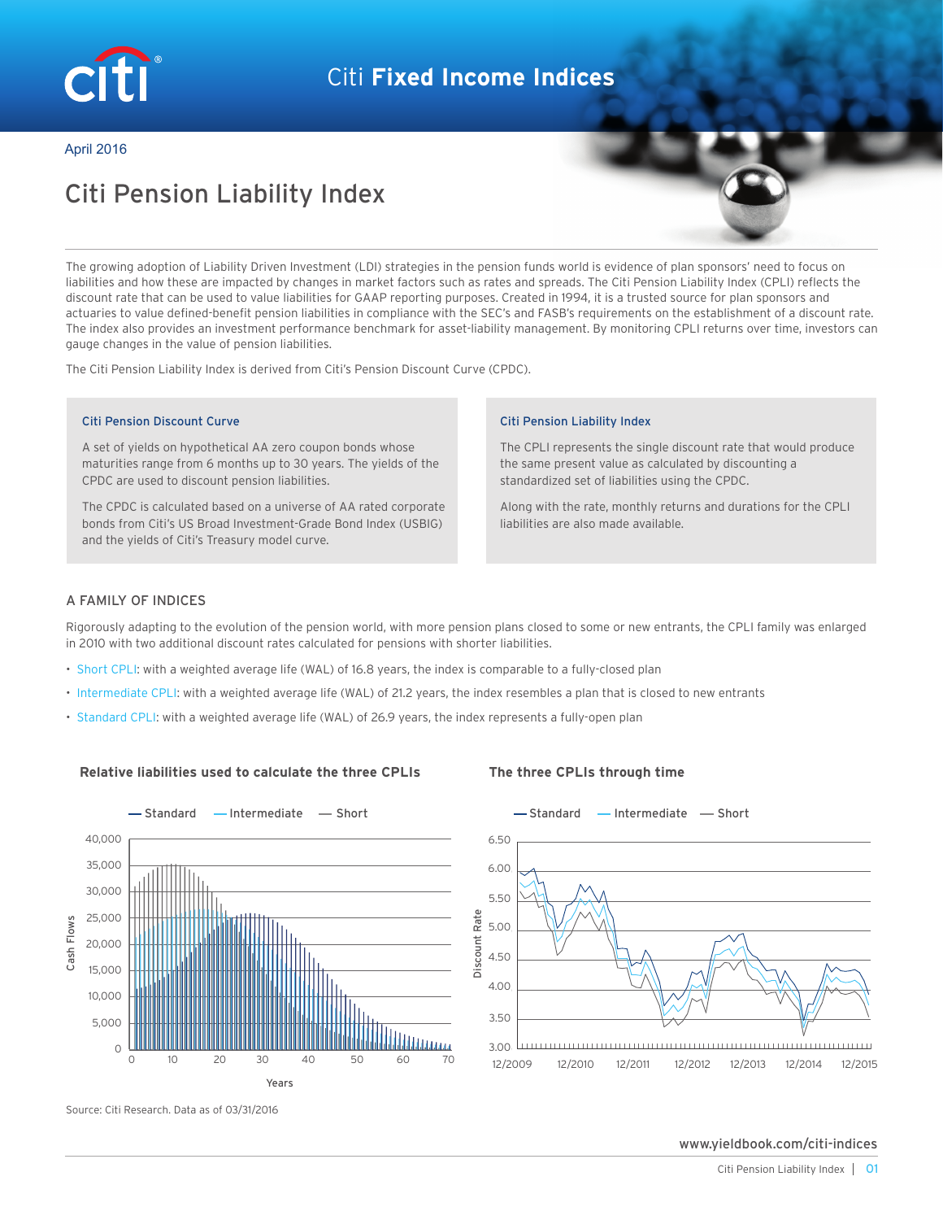Citi Fixed Income Indices

April 2016

# Citi Pension Liability Index

The growing adoption of Liability Driven Investment (LDI) strategies in the pension funds world is evidence of plan sponsors' need to focus on liabilities and how these are impacted by changes in market factors such as rates and spreads. The Citi Pension Liability Index (CPLI) reflects the discount rate that can be used to value liabilities for GAAP reporting purposes. Created in 1994, it is a trusted source for plan sponsors and actuaries to value defined-benefit pension liabilities in compliance with the SEC's and FASB's requirements on the establishment of a discount rate. The index also provides an investment performance benchmark for asset-liability management. By monitoring CPLI returns over time, investors can gauge changes in the value of pension liabilities.

The Citi Pension Liability Index is derived from Citi's Pension Discount Curve (CPDC).

### Citi Pension Discount Curve

A set of yields on hypothetical AA zero coupon bonds whose maturities range from 6 months up to 30 years. The yields of the CPDC are used to discount pension liabilities.

The CPDC is calculated based on a universe of AA rated corporate bonds from Citi's US Broad Investment-Grade Bond Index (USBIG) and the yields of Citi's Treasury model curve.

### Citi Pension Liability Index

The CPLI represents the single discount rate that would produce the same present value as calculated by discounting a standardized set of liabilities using the CPDC.

Along with the rate, monthly returns and durations for the CPLI liabilities are also made available.

## A FAMILY OF INDICES

Rigorously adapting to the evolution of the pension world, with more pension plans closed to some or new entrants, the CPLI family was enlarged in 2010 with two additional discount rates calculated for pensions with shorter liabilities.

- Short CPLI: with a weighted average life (WAL) of 16.8 years, the index is comparable to a fully-closed plan
- Intermediate CPLI: with a weighted average life (WAL) of 21.2 years, the index resembles a plan that is closed to new entrants
- Standard CPLI: with a weighted average life (WAL) of 26.9 years, the index represents a fully-open plan

**Relative liabilities used to calculate the three CPLIs**

**The three CPLIs through time**

Source: Citi Research. Data as of 03/31/2016

www.yieldbook.com/citi-indices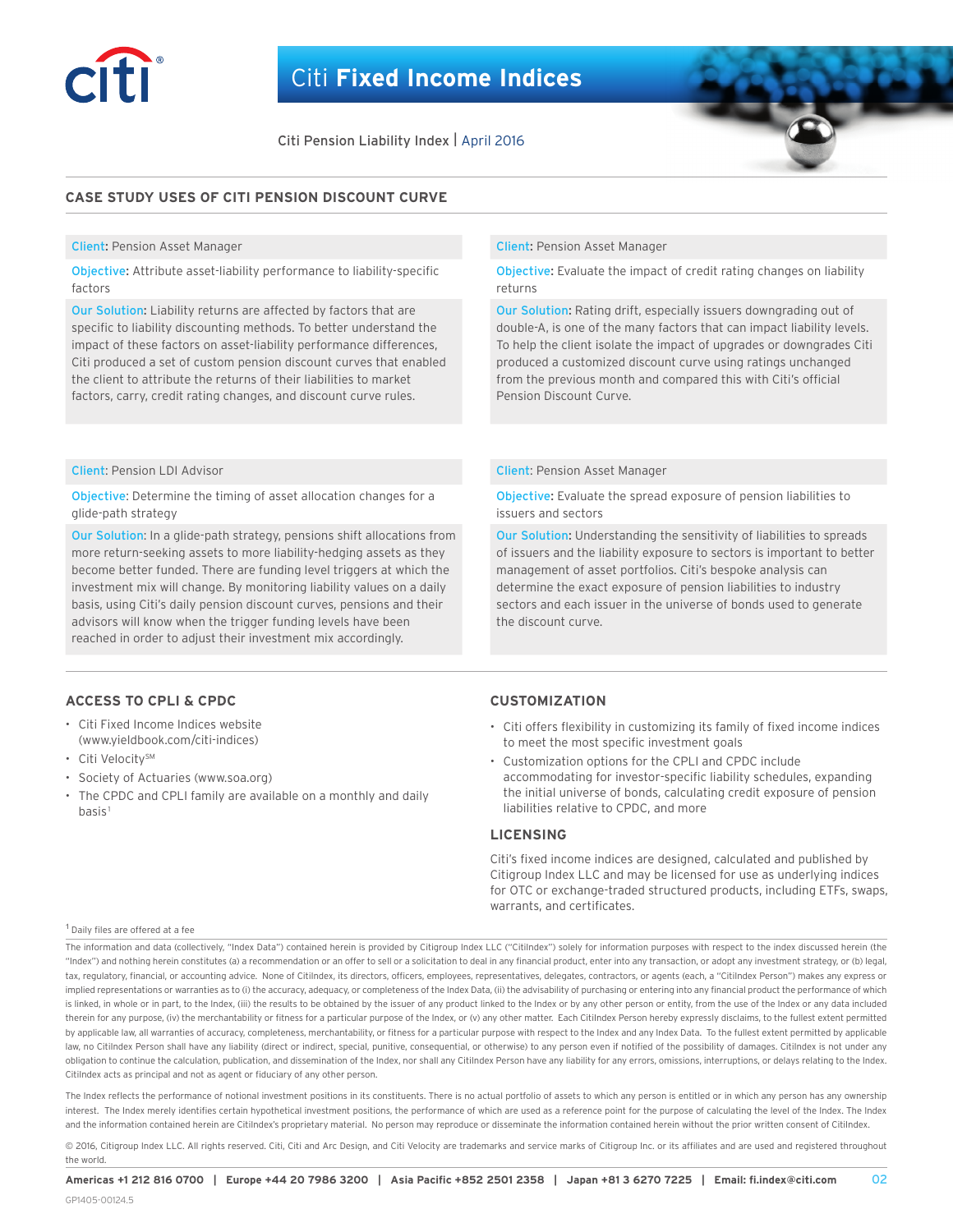# Citi **Fixed Income Indices**

Citi Pension Liability Index | April 2016

## CASE STUDY USES OF CITI PENSION DISCOUNT CURVE

**Client**: Pension Asset Manager

**Objective**: Attribute asset-liability performance to liability-specific factors

**Our Solution**: Liability returns are affected by factors that are specific to liability discounting methods. To better understand the impact of these factors on asset-liability performance differences, Citi produced a set of custom pension discount curves that enabled the client to attribute the returns of their liabilities to market factors, carry, credit rating changes, and discount curve rules.

**Client**: Pension Asset Manager

**Objective**: Evaluate the impact of credit rating changes on liability returns

**Our Solution**: Rating drift, especially issuers downgrading out of double-A, is one of the many factors that can impact liability levels. To help the client isolate the impact of upgrades or downgrades Citi produced a customized discount curve using ratings unchanged from the previous month and compared this with Citi's official Pension Discount Curve.

**Client**: Pension LDI Advisor

**Objective**: Determine the timing of asset allocation changes for a glide-path strategy

**Our Solution**: In a glide-path strategy, pensions shift allocations from more return-seeking assets to more liability-hedging assets as they become better funded. There are funding level triggers at which the investment mix will change. By monitoring liability values on a daily basis, using Citi's daily pension discount curves, pensions and their advisors will know when the trigger funding levels have been reached in order to adjust their investment mix accordingly.

**Client**: Pension Asset Manager

**Objective**: Evaluate the spread exposure of pension liabilities to issuers and sectors

**Our Solution**: Understanding the sensitivity of liabilities to spreads of issuers and the liability exposure to sectors is important to better management of asset portfolios. Citi's bespoke analysis can determine the exact exposure of pension liabilities to industry sectors and each issuer in the universe of bonds used to generate the discount curve.

## ACCESS TO CPLI & CPDC

- Citi Fixed Income Indices website (www.yieldbook.com/citi-indices)
- Citi Velocity[SM]
- Society of Actuaries (www.soa.org)
- The CPDC and CPLI family are available on a monthly and daily basis[1]

## CUSTOMIZATION

- Citi offers flexibility in customizing its family of fixed income indices to meet the most specific investment goals
- Customization options for the CPLI and CPDC include accommodating for investor-specific liability schedules, expanding the initial universe of bonds, calculating credit exposure of pension liabilities relative to CPDC, and more

## LICENSING

Citi's fixed income indices are designed, calculated and published by Citigroup Index LLC and may be licensed for use as underlying indices for OTC or exchange-traded structured products, including ETFs, swaps, warrants, and certificates.

[1] Daily files are offered at a fee

The information and data (collectively, "Index Data") contained herein is provided by Citigroup Index LLC ("CitiIndex") solely for information purposes with respect to the index discussed herein (the "Index") and nothing herein constitutes (a) a recommendation or an offer to sell or a solicitation to deal in any financial product, enter into any transaction, or adopt any investment strategy, or (b) legal, tax, regulatory, financial, or accounting advice. None of CitiIndex, its directors, officers, employees, representatives, delegates, contractors, or agents (each, a "CitiIndex Person") makes any express or implied representations or warranties as to (i) the accuracy, adequacy, or completeness of the Index Data, (ii) the advisability of purchasing or entering into any financial product the performance of which is linked, in whole or in part, to the Index, (iii) the results to be obtained by the issuer of any product linked to the Index or by any other person or entity, from the use of the Index or any data included therein for any purpose, (iv) the merchantability or fitness for a particular purpose of the Index, or (v) any other matter. Each CitiIndex Person hereby expressly disclaims, to the fullest extent permitted by applicable law, all warranties of accuracy, completeness, merchantability, or fitness for a particular purpose with respect to the Index and any Index Data. To the fullest extent permitted by applicable law, no CitiIndex Person shall have any liability (direct or indirect, special, punitive, consequential, or otherwise) to any person even if notified of the possibility of damages. CitiIndex is not under any obligation to continue the calculation, publication, and dissemination of the Index, nor shall any CitiIndex Person have any liability for any errors, omissions, interruptions, or delays relating to the Index. CitiIndex acts as principal and not as agent or fiduciary of any other person.

The Index reflects the performance of notional investment positions in its constituents. There is no actual portfolio of assets to which any person is entitled or in which any person has any ownership interest. The Index merely identifies certain hypothetical investment positions, the performance of which are used as a reference point for the purpose of calculating the level of the Index. The Index and the information contained herein are CitiIndex's proprietary material. No person may reproduce or disseminate the information contained herein without the prior written consent of CitiIndex.

© 2016, Citigroup Index LLC. All rights reserved. Citi, Citi and Arc Design, and Citi Velocity are trademarks and service marks of Citigroup Inc. or its affiliates and are used and registered throughout the world.

**Americas +1 212 816 0700 | Europe +44 20 7986 3200 | Asia Pacific +852 2501 2358 | Japan +81 3 6270 7225 | Email: fi.index@citi.com**

GP1405-00124.5